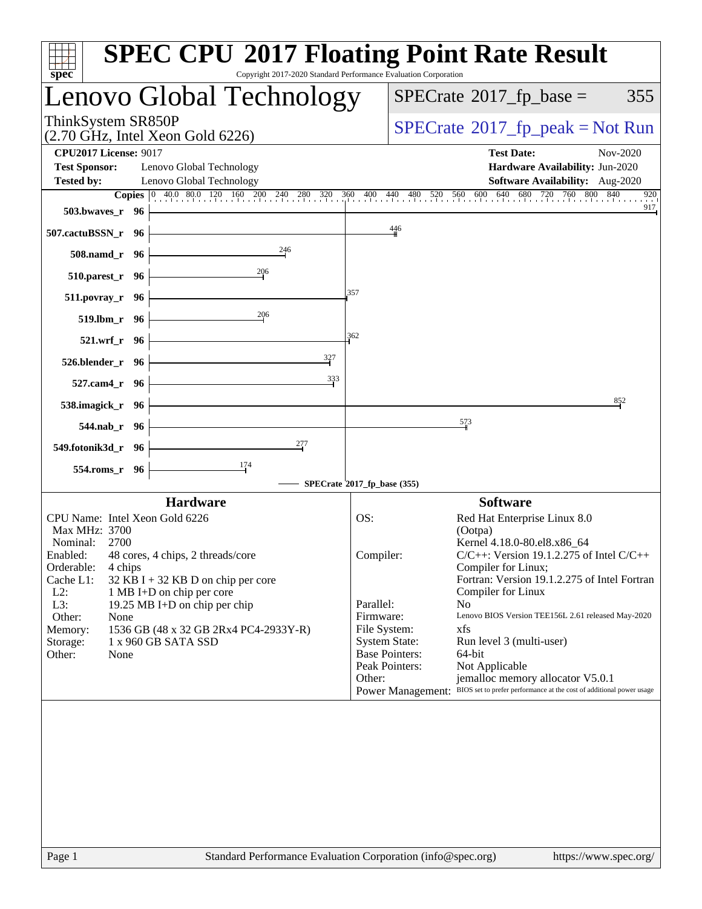# SPEC CPU 2017 Floating Point Rate Result

Copyright 2017-2020 Standard Performance Evaluation Corporation

## Lenovo Global Technology

ThinkSystem SR850P
(2.70 GHz, Intel Xeon Gold 6226)

SPECrate 2017_fp_base = 355

SPECrate 2017_fp_peak = Not Run

**CPU2017 License:** 9017
**Test Sponsor:** Lenovo Global Technology
**Tested by:** Lenovo Global Technology

**Test Date:** Nov-2020
**Hardware Availability:** Jun-2020
**Software Availability:** Aug-2020

| Benchmark | Copies | SPECrate 2017_fp_base |
|---|---|---|
| 503.bwaves_r | 96 | 917 |
| 507.cactuBSSN_r | 96 | 446 |
| 508.namd_r | 96 | 246 |
| 510.parest_r | 96 | 206 |
| 511.povray_r | 96 | 357 |
| 519.lbm_r | 96 | 206 |
| 521.wrf_r | 96 | 362 |
| 526.blender_r | 96 | 327 |
| 527.cam4_r | 96 | 333 |
| 538.imagick_r | 96 | 852 |
| 544.nab_r | 96 | 573 |
| 549.fotonik3d_r | 96 | 277 |
| 554.roms_r | 96 | 174 |

SPECrate 2017_fp_base (355)

### Hardware

CPU Name: Intel Xeon Gold 6226
Max MHz: 3700
Nominal: 2700
Enabled: 48 cores, 4 chips, 2 threads/core
Orderable: 4 chips
Cache L1: 32 KB I + 32 KB D on chip per core
L2: 1 MB I+D on chip per core
L3: 19.25 MB I+D on chip per chip
Other: None
Memory: 1536 GB (48 x 32 GB 2Rx4 PC4-2933Y-R)
Storage: 1 x 960 GB SATA SSD
Other: None

### Software

OS: Red Hat Enterprise Linux 8.0 (Ootpa) Kernel 4.18.0-80.el8.x86_64
Compiler: C/C++: Version 19.1.2.275 of Intel C/C++ Compiler for Linux; Fortran: Version 19.1.2.275 of Intel Fortran Compiler for Linux
Parallel: No
Firmware: Lenovo BIOS Version TEE156L 2.61 released May-2020
File System: xfs
System State: Run level 3 (multi-user)
Base Pointers: 64-bit
Peak Pointers: Not Applicable
Other: jemalloc memory allocator V5.0.1
Power Management: BIOS set to prefer performance at the cost of additional power usage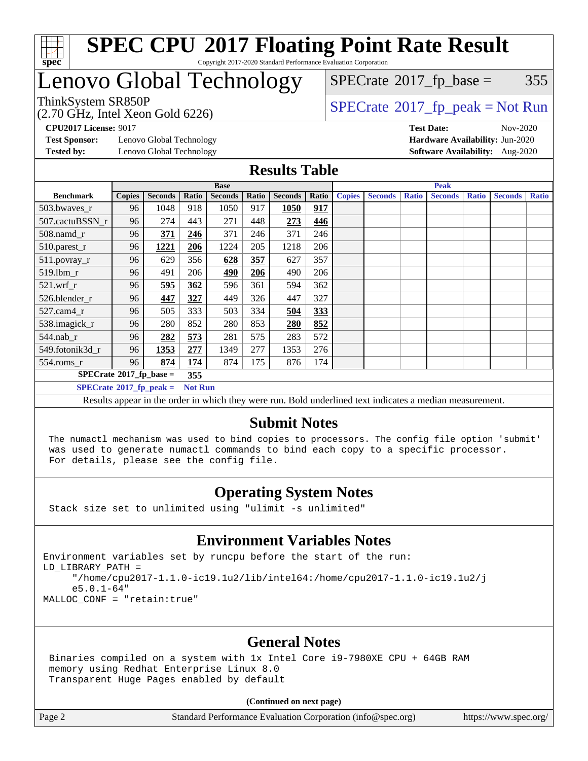# SPEC CPU 2017 Floating Point Rate Result

Copyright 2017-2020 Standard Performance Evaluation Corporation

# Lenovo Global Technology

ThinkSystem SR850P
(2.70 GHz, Intel Xeon Gold 6226)

SPECrate 2017_fp_base = 355

SPECrate 2017_fp_peak = Not Run

**CPU2017 License:** 9017
**Test Sponsor:** Lenovo Global Technology
**Tested by:** Lenovo Global Technology

**Test Date:** Nov-2020
**Hardware Availability:** Jun-2020
**Software Availability:** Aug-2020

## Results Table

| Benchmark | Base | | | | | | | Peak | | | | | | |
|---|---|---|---|---|---|---|---|---|---|---|---|---|---|---|
| | Copies | Seconds | Ratio | Seconds | Ratio | Seconds | Ratio | Copies | Seconds | Ratio | Seconds | Ratio | Seconds | Ratio |
| 503.bwaves_r | 96 | 1048 | 918 | 1050 | 917 | **1050** | **917** | | | | | | | |
| 507.cactuBSSN_r | 96 | 274 | 443 | 271 | 448 | **273** | **446** | | | | | | | |
| 508.namd_r | 96 | **371** | **246** | 371 | 246 | 371 | 246 | | | | | | | |
| 510.parest_r | 96 | **1221** | **206** | 1224 | 205 | 1218 | 206 | | | | | | | |
| 511.povray_r | 96 | 629 | 356 | **628** | **357** | 627 | 357 | | | | | | | |
| 519.lbm_r | 96 | 491 | 206 | **490** | **206** | 490 | 206 | | | | | | | |
| 521.wrf_r | 96 | **595** | **362** | 596 | 361 | 594 | 362 | | | | | | | |
| 526.blender_r | 96 | **447** | **327** | 449 | 326 | 447 | 327 | | | | | | | |
| 527.cam4_r | 96 | 505 | 333 | 503 | 334 | **504** | **333** | | | | | | | |
| 538.imagick_r | 96 | 280 | 852 | 280 | 853 | **280** | **852** | | | | | | | |
| 544.nab_r | 96 | **282** | **573** | 281 | 575 | 283 | 572 | | | | | | | |
| 549.fotonik3d_r | 96 | **1353** | **277** | 1349 | 277 | 1353 | 276 | | | | | | | |
| 554.roms_r | 96 | **874** | **174** | 874 | 175 | 876 | 174 | | | | | | | |

**SPECrate 2017_fp_base = 355**

**SPECrate 2017_fp_peak = Not Run**

Results appear in the order in which they were run. Bold underlined text indicates a median measurement.

## Submit Notes

```
The numactl mechanism was used to bind copies to processors. The config file option 'submit'
was used to generate numactl commands to bind each copy to a specific processor.
For details, please see the config file.
```

## Operating System Notes

```
Stack size set to unlimited using "ulimit -s unlimited"
```

## Environment Variables Notes

```
Environment variables set by runcpu before the start of the run:
LD_LIBRARY_PATH =
     "/home/cpu2017-1.1.0-ic19.1u2/lib/intel64:/home/cpu2017-1.1.0-ic19.1u2/j
     e5.0.1-64"
MALLOC_CONF = "retain:true"
```

## General Notes

```
Binaries compiled on a system with 1x Intel Core i9-7980XE CPU + 64GB RAM
memory using Redhat Enterprise Linux 8.0
Transparent Huge Pages enabled by default
```

**(Continued on next page)**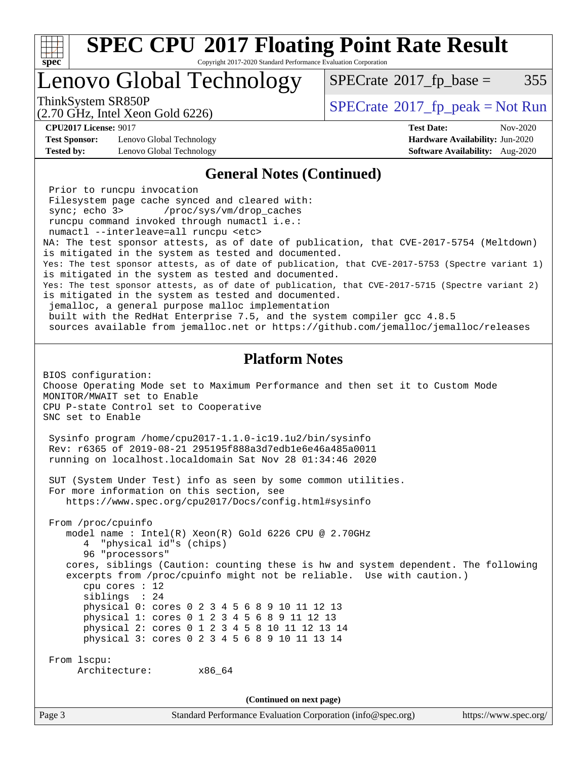## General Notes (Continued)

```
Prior to runcpu invocation
Filesystem page cache synced and cleared with:
sync; echo 3>       /proc/sys/vm/drop_caches
runcpu command invoked through numactl i.e.:
numactl --interleave=all runcpu <etc>
NA: The test sponsor attests, as of date of publication, that CVE-2017-5754 (Meltdown)
is mitigated in the system as tested and documented.
Yes: The test sponsor attests, as of date of publication, that CVE-2017-5753 (Spectre variant 1)
is mitigated in the system as tested and documented.
Yes: The test sponsor attests, as of date of publication, that CVE-2017-5715 (Spectre variant 2)
is mitigated in the system as tested and documented.
jemalloc, a general purpose malloc implementation
built with the RedHat Enterprise 7.5, and the system compiler gcc 4.8.5
sources available from jemalloc.net or https://github.com/jemalloc/jemalloc/releases
```

## Platform Notes

```
BIOS configuration:
Choose Operating Mode set to Maximum Performance and then set it to Custom Mode
MONITOR/MWAIT set to Enable
CPU P-state Control set to Cooperative
SNC set to Enable

 Sysinfo program /home/cpu2017-1.1.0-ic19.1u2/bin/sysinfo
 Rev: r6365 of 2019-08-21 295195f888a3d7edb1e6e46a485a0011
 running on localhost.localdomain Sat Nov 28 01:34:46 2020

 SUT (System Under Test) info as seen by some common utilities.
 For more information on this section, see
    https://www.spec.org/cpu2017/Docs/config.html#sysinfo

 From /proc/cpuinfo
    model name : Intel(R) Xeon(R) Gold 6226 CPU @ 2.70GHz
       4  "physical id"s (chips)
       96 "processors"
    cores, siblings (Caution: counting these is hw and system dependent. The following
    excerpts from /proc/cpuinfo might not be reliable.  Use with caution.)
       cpu cores : 12
       siblings  : 24
       physical 0: cores 0 2 3 4 5 6 8 9 10 11 12 13
       physical 1: cores 0 1 2 3 4 5 6 8 9 11 12 13
       physical 2: cores 0 1 2 3 4 5 8 10 11 12 13 14
       physical 3: cores 0 2 3 4 5 6 8 9 10 11 13 14

 From lscpu:
      Architecture:        x86_64
```

(Continued on next page)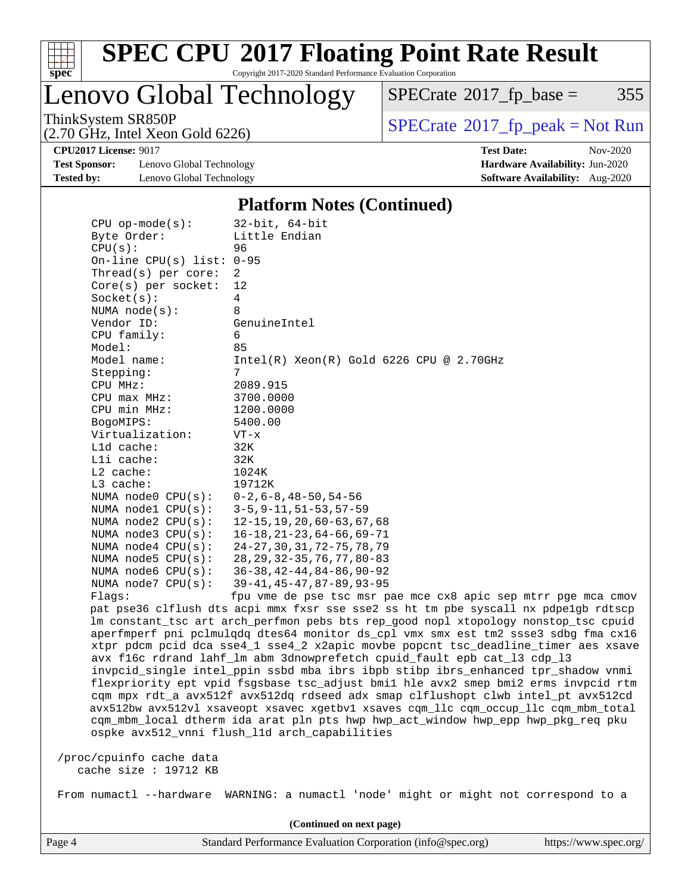## Platform Notes (Continued)

```
CPU op-mode(s):        32-bit, 64-bit
Byte Order:            Little Endian
CPU(s):                96
On-line CPU(s) list: 0-95
Thread(s) per core:  2
Core(s) per socket:  12
Socket(s):             4
NUMA node(s):          8
Vendor ID:             GenuineIntel
CPU family:            6
Model:                 85
Model name:            Intel(R) Xeon(R) Gold 6226 CPU @ 2.70GHz
Stepping:              7
CPU MHz:               2089.915
CPU max MHz:           3700.0000
CPU min MHz:           1200.0000
BogoMIPS:              5400.00
Virtualization:        VT-x
L1d cache:             32K
L1i cache:             32K
L2 cache:              1024K
L3 cache:              19712K
NUMA node0 CPU(s):    0-2,6-8,48-50,54-56
NUMA node1 CPU(s):    3-5,9-11,51-53,57-59
NUMA node2 CPU(s):    12-15,19,20,60-63,67,68
NUMA node3 CPU(s):    16-18,21-23,64-66,69-71
NUMA node4 CPU(s):    24-27,30,31,72-75,78,79
NUMA node5 CPU(s):    28,29,32-35,76,77,80-83
NUMA node6 CPU(s):    36-38,42-44,84-86,90-92
NUMA node7 CPU(s):    39-41,45-47,87-89,93-95
Flags:                 fpu vme de pse tsc msr pae mce cx8 apic sep mtrr pge mca cmov
pat pse36 clflush dts acpi mmx fxsr sse sse2 ss ht tm pbe syscall nx pdpe1gb rdtscp
lm constant_tsc art arch_perfmon pebs bts rep_good nopl xtopology nonstop_tsc cpuid
aperfmperf pni pclmulqdq dtes64 monitor ds_cpl vmx smx est tm2 ssse3 sdbg fma cx16
xtpr pdcm pcid dca sse4_1 sse4_2 x2apic movbe popcnt tsc_deadline_timer aes xsave
avx f16c rdrand lahf_lm abm 3dnowprefetch cpuid_fault epb cat_l3 cdp_l3
invpcid_single intel_ppin ssbd mba ibrs ibpb stibp ibrs_enhanced tpr_shadow vnmi
flexpriority ept vpid fsgsbase tsc_adjust bmi1 hle avx2 smep bmi2 erms invpcid rtm
cqm mpx rdt_a avx512f avx512dq rdseed adx smap clflushopt clwb intel_pt avx512cd
avx512bw avx512vl xsaveopt xsavec xgetbv1 xsaves cqm_llc cqm_occup_llc cqm_mbm_total
cqm_mbm_local dtherm ida arat pln pts hwp hwp_act_window hwp_epp hwp_pkg_req pku
ospke avx512_vnni flush_l1d arch_capabilities

/proc/cpuinfo cache data
   cache size : 19712 KB

From numactl --hardware  WARNING: a numactl 'node' might or might not correspond to a
```

(Continued on next page)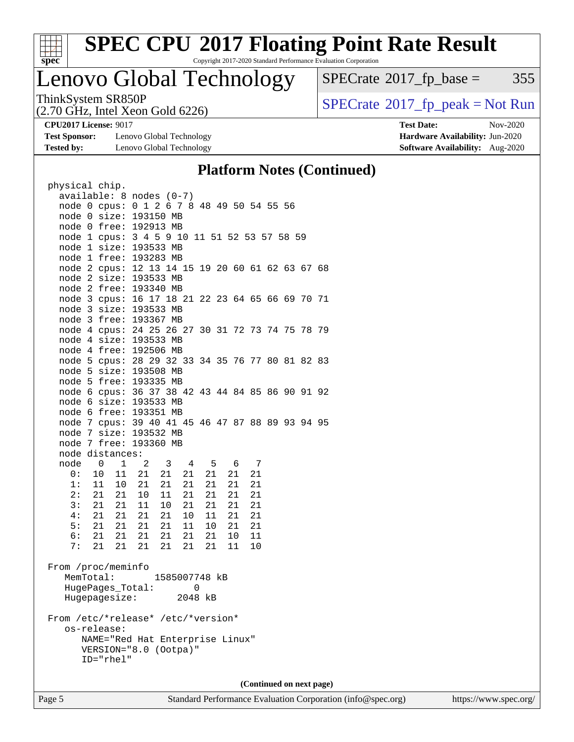## Platform Notes (Continued)

```
 physical chip.
   available: 8 nodes (0-7)
   node 0 cpus: 0 1 2 6 7 8 48 49 50 54 55 56
   node 0 size: 193150 MB
   node 0 free: 192913 MB
   node 1 cpus: 3 4 5 9 10 11 51 52 53 57 58 59
   node 1 size: 193533 MB
   node 1 free: 193283 MB
   node 2 cpus: 12 13 14 15 19 20 60 61 62 63 67 68
   node 2 size: 193533 MB
   node 2 free: 193340 MB
   node 3 cpus: 16 17 18 21 22 23 64 65 66 69 70 71
   node 3 size: 193533 MB
   node 3 free: 193367 MB
   node 4 cpus: 24 25 26 27 30 31 72 73 74 75 78 79
   node 4 size: 193533 MB
   node 4 free: 192506 MB
   node 5 cpus: 28 29 32 33 34 35 76 77 80 81 82 83
   node 5 size: 193508 MB
   node 5 free: 193335 MB
   node 6 cpus: 36 37 38 42 43 44 84 85 86 90 91 92
   node 6 size: 193533 MB
   node 6 free: 193351 MB
   node 7 cpus: 39 40 41 45 46 47 87 88 89 93 94 95
   node 7 size: 193532 MB
   node 7 free: 193360 MB
   node distances:
   node   0   1   2   3   4   5   6   7
     0:  10  11  21  21  21  21  21  21
     1:  11  10  21  21  21  21  21  21
     2:  21  21  10  11  21  21  21  21
     3:  21  21  11  10  21  21  21  21
     4:  21  21  21  21  10  11  21  21
     5:  21  21  21  21  11  10  21  21
     6:  21  21  21  21  21  21  10  11
     7:  21  21  21  21  21  21  11  10

 From /proc/meminfo
    MemTotal:       1585007748 kB
    HugePages_Total:       0
    Hugepagesize:       2048 kB

 From /etc/*release* /etc/*version*
    os-release:
       NAME="Red Hat Enterprise Linux"
       VERSION="8.0 (Ootpa)"
       ID="rhel"
```

(Continued on next page)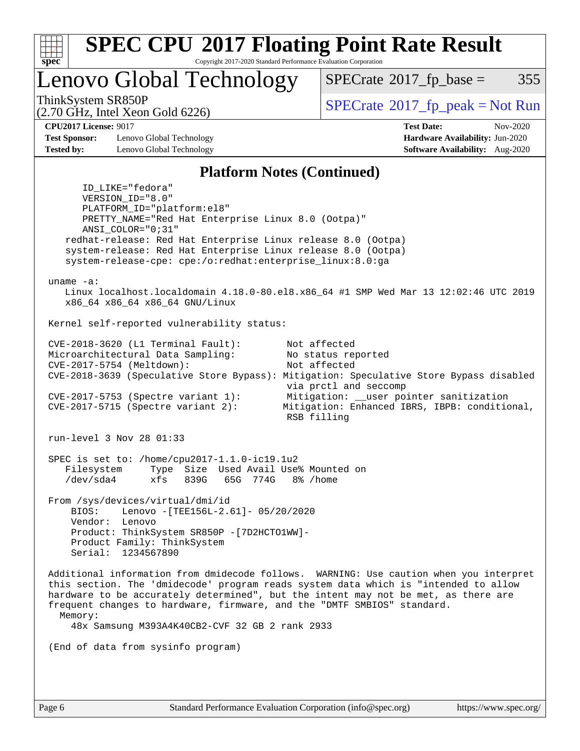## Platform Notes (Continued)

```
      ID_LIKE="fedora"
      VERSION_ID="8.0"
      PLATFORM_ID="platform:el8"
      PRETTY_NAME="Red Hat Enterprise Linux 8.0 (Ootpa)"
      ANSI_COLOR="0;31"
   redhat-release: Red Hat Enterprise Linux release 8.0 (Ootpa)
   system-release: Red Hat Enterprise Linux release 8.0 (Ootpa)
   system-release-cpe: cpe:/o:redhat:enterprise_linux:8.0:ga

uname -a:
   Linux localhost.localdomain 4.18.0-80.el8.x86_64 #1 SMP Wed Mar 13 12:02:46 UTC 2019
   x86_64 x86_64 x86_64 GNU/Linux

Kernel self-reported vulnerability status:

CVE-2018-3620 (L1 Terminal Fault):        Not affected
Microarchitectural Data Sampling:         No status reported
CVE-2017-5754 (Meltdown):                 Not affected
CVE-2018-3639 (Speculative Store Bypass): Mitigation: Speculative Store Bypass disabled
                                          via prctl and seccomp
CVE-2017-5753 (Spectre variant 1):        Mitigation: __user pointer sanitization
CVE-2017-5715 (Spectre variant 2):        Mitigation: Enhanced IBRS, IBPB: conditional,
                                          RSB filling

run-level 3 Nov 28 01:33

SPEC is set to: /home/cpu2017-1.1.0-ic19.1u2
   Filesystem     Type  Size  Used Avail Use% Mounted on
   /dev/sda4      xfs   839G   65G  774G   8% /home

From /sys/devices/virtual/dmi/id
    BIOS:    Lenovo -[TEE156L-2.61]- 05/20/2020
    Vendor:  Lenovo
    Product: ThinkSystem SR850P -[7D2HCTO1WW]-
    Product Family: ThinkSystem
    Serial:  1234567890

Additional information from dmidecode follows.  WARNING: Use caution when you interpret
this section. The 'dmidecode' program reads system data which is "intended to allow
hardware to be accurately determined", but the intent may not be met, as there are
frequent changes to hardware, firmware, and the "DMTF SMBIOS" standard.
  Memory:
    48x Samsung M393A4K40CB2-CVF 32 GB 2 rank 2933

(End of data from sysinfo program)
```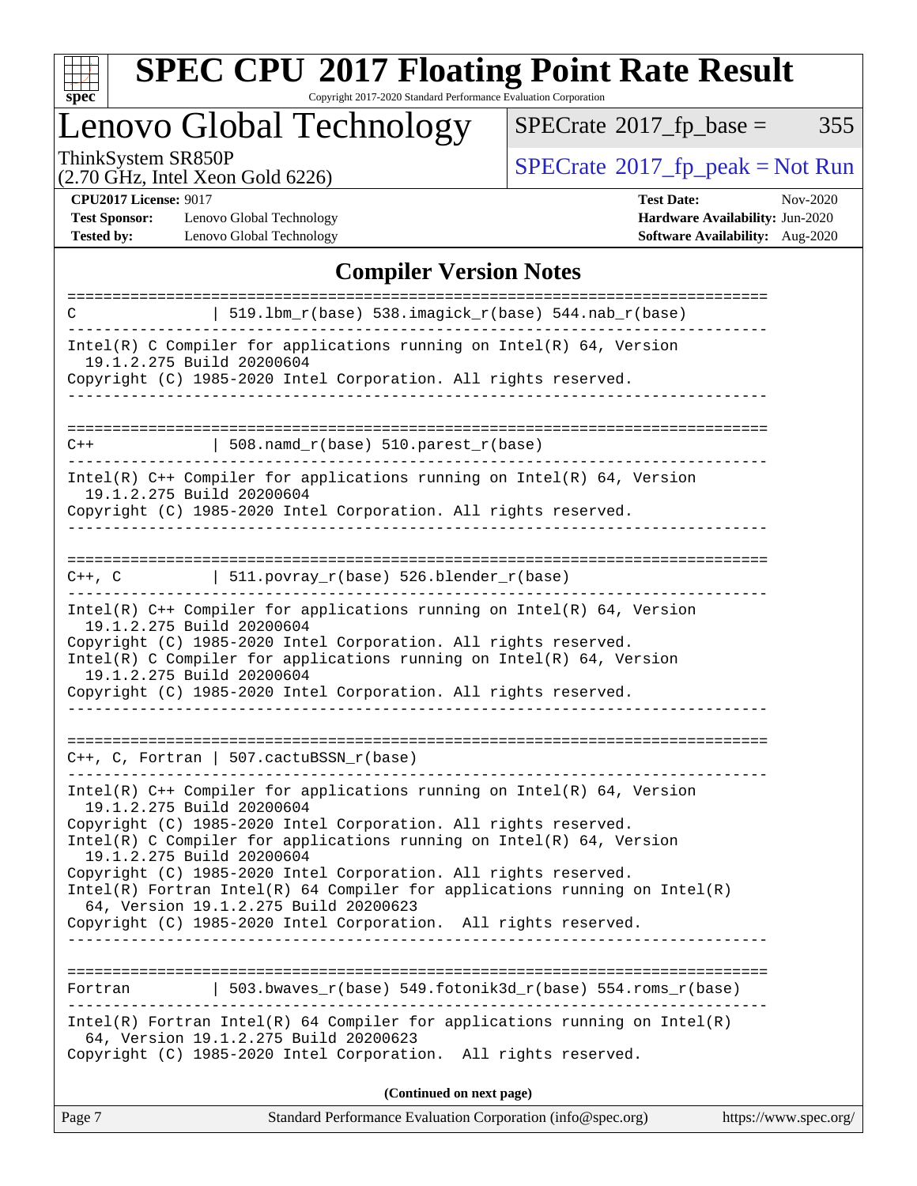## Compiler Version Notes

```
==============================================================================
C              | 519.lbm_r(base) 538.imagick_r(base) 544.nab_r(base)
------------------------------------------------------------------------------
Intel(R) C Compiler for applications running on Intel(R) 64, Version
  19.1.2.275 Build 20200604
Copyright (C) 1985-2020 Intel Corporation. All rights reserved.
------------------------------------------------------------------------------

==============================================================================
C++            | 508.namd_r(base) 510.parest_r(base)
------------------------------------------------------------------------------
Intel(R) C++ Compiler for applications running on Intel(R) 64, Version
  19.1.2.275 Build 20200604
Copyright (C) 1985-2020 Intel Corporation. All rights reserved.
------------------------------------------------------------------------------

==============================================================================
C++, C         | 511.povray_r(base) 526.blender_r(base)
------------------------------------------------------------------------------
Intel(R) C++ Compiler for applications running on Intel(R) 64, Version
  19.1.2.275 Build 20200604
Copyright (C) 1985-2020 Intel Corporation. All rights reserved.
Intel(R) C Compiler for applications running on Intel(R) 64, Version
  19.1.2.275 Build 20200604
Copyright (C) 1985-2020 Intel Corporation. All rights reserved.
------------------------------------------------------------------------------

==============================================================================
C++, C, Fortran | 507.cactuBSSN_r(base)
------------------------------------------------------------------------------
Intel(R) C++ Compiler for applications running on Intel(R) 64, Version
  19.1.2.275 Build 20200604
Copyright (C) 1985-2020 Intel Corporation. All rights reserved.
Intel(R) C Compiler for applications running on Intel(R) 64, Version
  19.1.2.275 Build 20200604
Copyright (C) 1985-2020 Intel Corporation. All rights reserved.
Intel(R) Fortran Intel(R) 64 Compiler for applications running on Intel(R)
  64, Version 19.1.2.275 Build 20200623
Copyright (C) 1985-2020 Intel Corporation.  All rights reserved.
------------------------------------------------------------------------------

==============================================================================
Fortran        | 503.bwaves_r(base) 549.fotonik3d_r(base) 554.roms_r(base)
------------------------------------------------------------------------------
Intel(R) Fortran Intel(R) 64 Compiler for applications running on Intel(R)
  64, Version 19.1.2.275 Build 20200623
Copyright (C) 1985-2020 Intel Corporation.  All rights reserved.
```

**(Continued on next page)**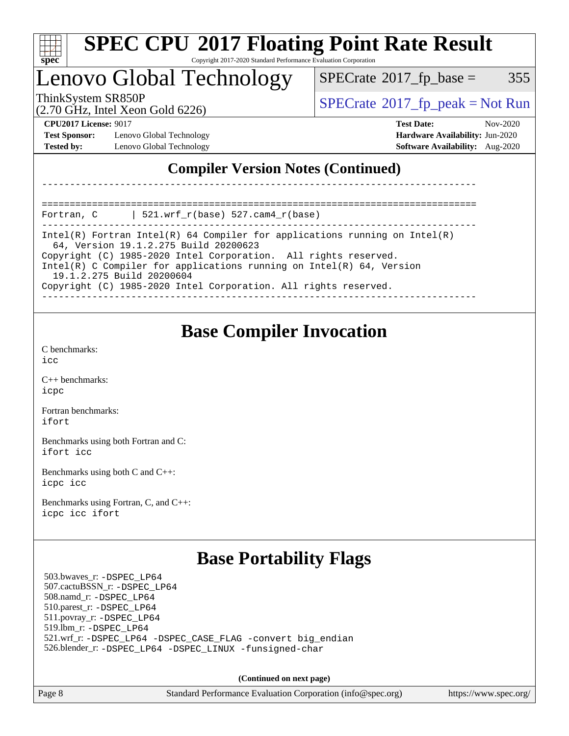# SPEC CPU 2017 Floating Point Rate Result

Copyright 2017-2020 Standard Performance Evaluation Corporation

## Lenovo Global Technology

ThinkSystem SR850P
(2.70 GHz, Intel Xeon Gold 6226)

SPECrate 2017_fp_base = 355

SPECrate 2017_fp_peak = Not Run

**CPU2017 License:** 9017
**Test Sponsor:** Lenovo Global Technology
**Tested by:** Lenovo Global Technology

**Test Date:** Nov-2020
**Hardware Availability:** Jun-2020
**Software Availability:** Aug-2020

## Compiler Version Notes (Continued)

```
------------------------------------------------------------------------------

==============================================================================
Fortran, C      | 521.wrf_r(base) 527.cam4_r(base)
------------------------------------------------------------------------------
Intel(R) Fortran Intel(R) 64 Compiler for applications running on Intel(R)
  64, Version 19.1.2.275 Build 20200623
Copyright (C) 1985-2020 Intel Corporation.  All rights reserved.
Intel(R) C Compiler for applications running on Intel(R) 64, Version
  19.1.2.275 Build 20200604
Copyright (C) 1985-2020 Intel Corporation. All rights reserved.
------------------------------------------------------------------------------
```

## Base Compiler Invocation

C benchmarks:
`icc`

C++ benchmarks:
`icpc`

Fortran benchmarks:
`ifort`

Benchmarks using both Fortran and C:
`ifort icc`

Benchmarks using both C and C++:
`icpc icc`

Benchmarks using Fortran, C, and C++:
`icpc icc ifort`

## Base Portability Flags

503.bwaves_r: `-DSPEC_LP64`
507.cactuBSSN_r: `-DSPEC_LP64`
508.namd_r: `-DSPEC_LP64`
510.parest_r: `-DSPEC_LP64`
511.povray_r: `-DSPEC_LP64`
519.lbm_r: `-DSPEC_LP64`
521.wrf_r: `-DSPEC_LP64 -DSPEC_CASE_FLAG -convert big_endian`
526.blender_r: `-DSPEC_LP64 -DSPEC_LINUX -funsigned-char`

**(Continued on next page)**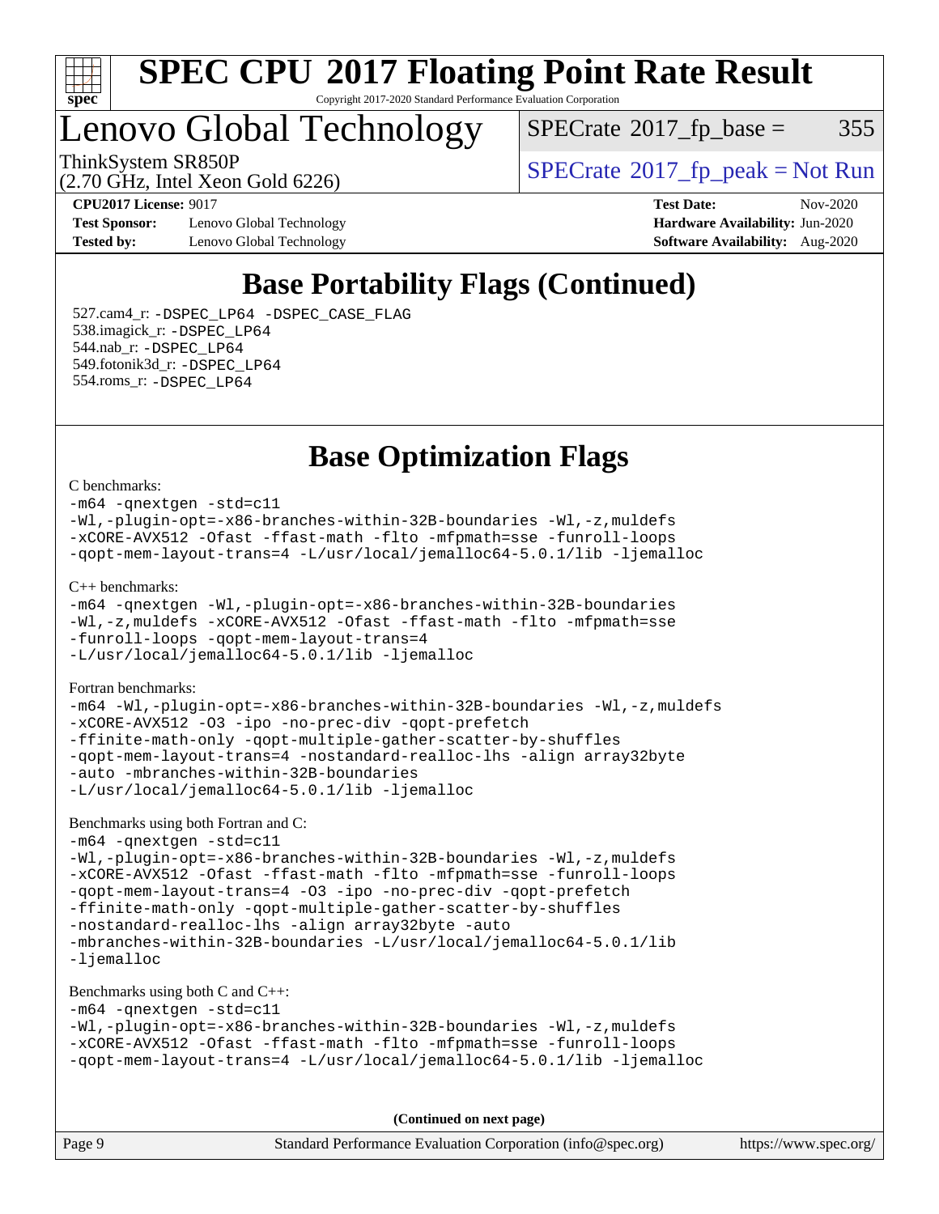# SPEC CPU 2017 Floating Point Rate Result

Copyright 2017-2020 Standard Performance Evaluation Corporation

## Lenovo Global Technology

ThinkSystem SR850P
(2.70 GHz, Intel Xeon Gold 6226)

SPECrate 2017_fp_base = 355

SPECrate 2017_fp_peak = Not Run

**CPU2017 License:** 9017
**Test Sponsor:** Lenovo Global Technology
**Tested by:** Lenovo Global Technology

**Test Date:** Nov-2020
**Hardware Availability:** Jun-2020
**Software Availability:** Aug-2020

## Base Portability Flags (Continued)

527.cam4_r: `-DSPEC_LP64 -DSPEC_CASE_FLAG`
538.imagick_r: `-DSPEC_LP64`
544.nab_r: `-DSPEC_LP64`
549.fotonik3d_r: `-DSPEC_LP64`
554.roms_r: `-DSPEC_LP64`

## Base Optimization Flags

C benchmarks:

```
-m64 -qnextgen -std=c11
-Wl,-plugin-opt=-x86-branches-within-32B-boundaries -Wl,-z,muldefs
-xCORE-AVX512 -Ofast -ffast-math -flto -mfpmath=sse -funroll-loops
-qopt-mem-layout-trans=4 -L/usr/local/jemalloc64-5.0.1/lib -ljemalloc
```

C++ benchmarks:

```
-m64 -qnextgen -Wl,-plugin-opt=-x86-branches-within-32B-boundaries
-Wl,-z,muldefs -xCORE-AVX512 -Ofast -ffast-math -flto -mfpmath=sse
-funroll-loops -qopt-mem-layout-trans=4
-L/usr/local/jemalloc64-5.0.1/lib -ljemalloc
```

Fortran benchmarks:

```
-m64 -Wl,-plugin-opt=-x86-branches-within-32B-boundaries -Wl,-z,muldefs
-xCORE-AVX512 -O3 -ipo -no-prec-div -qopt-prefetch
-ffinite-math-only -qopt-multiple-gather-scatter-by-shuffles
-qopt-mem-layout-trans=4 -nostandard-realloc-lhs -align array32byte
-auto -mbranches-within-32B-boundaries
-L/usr/local/jemalloc64-5.0.1/lib -ljemalloc
```

Benchmarks using both Fortran and C:

```
-m64 -qnextgen -std=c11
-Wl,-plugin-opt=-x86-branches-within-32B-boundaries -Wl,-z,muldefs
-xCORE-AVX512 -Ofast -ffast-math -flto -mfpmath=sse -funroll-loops
-qopt-mem-layout-trans=4 -O3 -ipo -no-prec-div -qopt-prefetch
-ffinite-math-only -qopt-multiple-gather-scatter-by-shuffles
-nostandard-realloc-lhs -align array32byte -auto
-mbranches-within-32B-boundaries -L/usr/local/jemalloc64-5.0.1/lib
-ljemalloc
```

Benchmarks using both C and C++:

```
-m64 -qnextgen -std=c11
-Wl,-plugin-opt=-x86-branches-within-32B-boundaries -Wl,-z,muldefs
-xCORE-AVX512 -Ofast -ffast-math -flto -mfpmath=sse -funroll-loops
-qopt-mem-layout-trans=4 -L/usr/local/jemalloc64-5.0.1/lib -ljemalloc
```

**(Continued on next page)**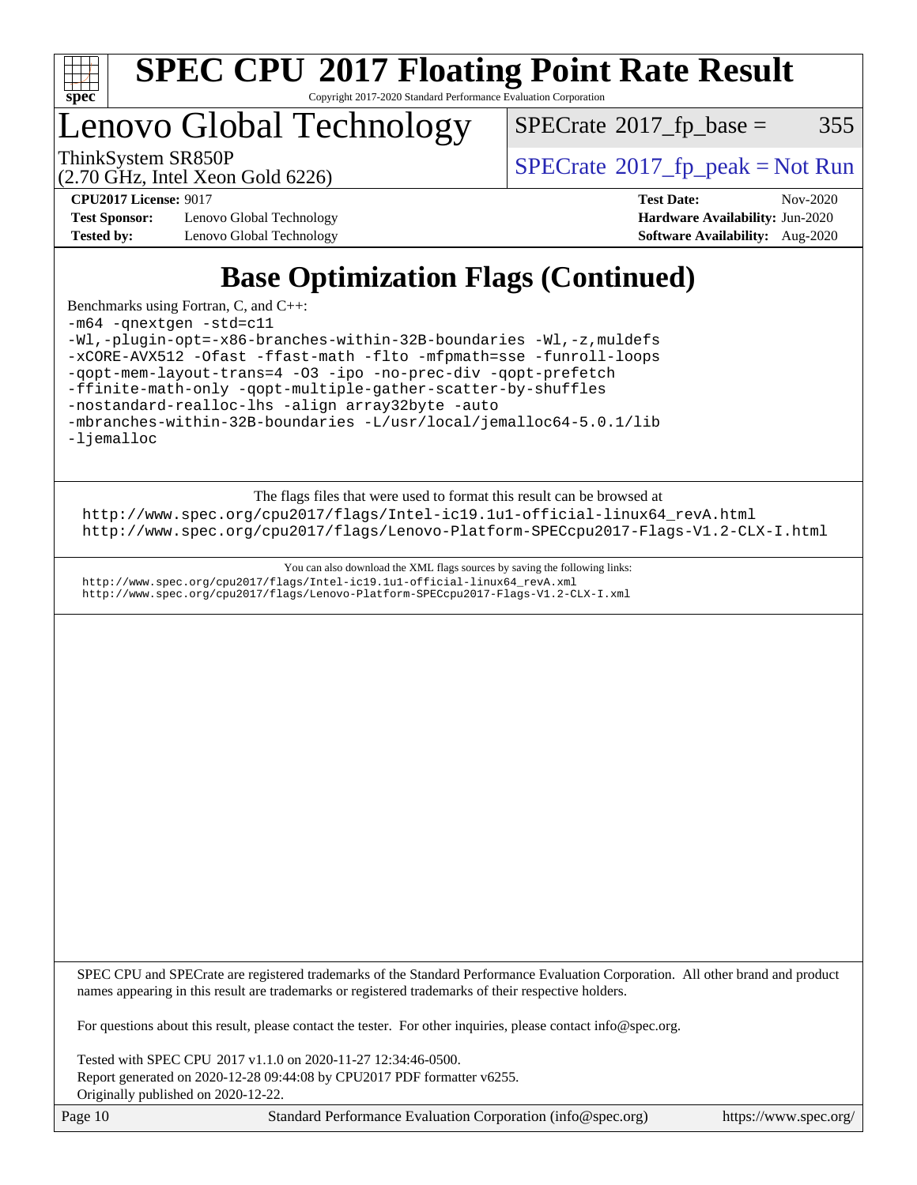# SPEC CPU 2017 Floating Point Rate Result

Copyright 2017-2020 Standard Performance Evaluation Corporation

## Lenovo Global Technology

ThinkSystem SR850P
(2.70 GHz, Intel Xeon Gold 6226)

SPECrate 2017_fp_base = 355

SPECrate 2017_fp_peak = Not Run

**CPU2017 License:** 9017
**Test Sponsor:** Lenovo Global Technology
**Tested by:** Lenovo Global Technology

**Test Date:** Nov-2020
**Hardware Availability:** Jun-2020
**Software Availability:** Aug-2020

## Base Optimization Flags (Continued)

Benchmarks using Fortran, C, and C++:

```
-m64 -qnextgen -std=c11
-Wl,-plugin-opt=-x86-branches-within-32B-boundaries -Wl,-z,muldefs
-xCORE-AVX512 -Ofast -ffast-math -flto -mfpmath=sse -funroll-loops
-qopt-mem-layout-trans=4 -O3 -ipo -no-prec-div -qopt-prefetch
-ffinite-math-only -qopt-multiple-gather-scatter-by-shuffles
-nostandard-realloc-lhs -align array32byte -auto
-mbranches-within-32B-boundaries -L/usr/local/jemalloc64-5.0.1/lib
-ljemalloc
```

The flags files that were used to format this result can be browsed at
http://www.spec.org/cpu2017/flags/Intel-ic19.1u1-official-linux64_revA.html
http://www.spec.org/cpu2017/flags/Lenovo-Platform-SPECcpu2017-Flags-V1.2-CLX-I.html

You can also download the XML flags sources by saving the following links:
http://www.spec.org/cpu2017/flags/Intel-ic19.1u1-official-linux64_revA.xml
http://www.spec.org/cpu2017/flags/Lenovo-Platform-SPECcpu2017-Flags-V1.2-CLX-I.xml

SPEC CPU and SPECrate are registered trademarks of the Standard Performance Evaluation Corporation. All other brand and product names appearing in this result are trademarks or registered trademarks of their respective holders.

For questions about this result, please contact the tester. For other inquiries, please contact info@spec.org.

Tested with SPEC CPU 2017 v1.1.0 on 2020-11-27 12:34:46-0500.
Report generated on 2020-12-28 09:44:08 by CPU2017 PDF formatter v6255.
Originally published on 2020-12-22.